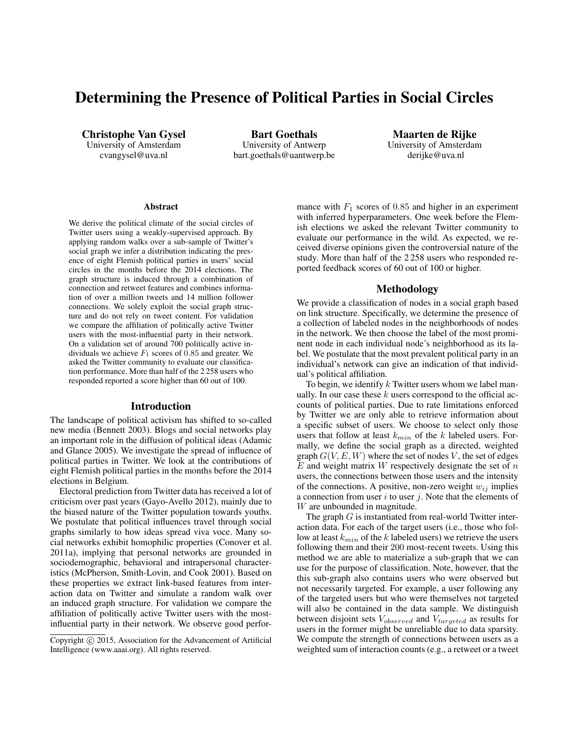# Determining the Presence of Political Parties in Social Circles

**Christophe Van Gysel**
University of Amsterdam
cvangysel@uva.nl

**Bart Goethals**
University of Antwerp
bart.goethals@uantwerp.be

**Maarten de Rijke**
University of Amsterdam
derijke@uva.nl

## Abstract

We derive the political climate of the social circles of Twitter users using a weakly-supervised approach. By applying random walks over a sub-sample of Twitter's social graph we infer a distribution indicating the presence of eight Flemish political parties in users' social circles in the months before the 2014 elections. The graph structure is induced through a combination of connection and retweet features and combines information of over a million tweets and 14 million follower connections. We solely exploit the social graph structure and do not rely on tweet content. For validation we compare the affiliation of politically active Twitter users with the most-influential party in their network. On a validation set of around 700 politically active individuals we achieve $F_1$ scores of 0.85 and greater. We asked the Twitter community to evaluate our classification performance. More than half of the 2 258 users who responded reported a score higher than 60 out of 100.

## Introduction

The landscape of political activism has shifted to so-called new media (Bennett 2003). Blogs and social networks play an important role in the diffusion of political ideas (Adamic and Glance 2005). We investigate the spread of influence of political parties in Twitter. We look at the contributions of eight Flemish political parties in the months before the 2014 elections in Belgium.

Electoral prediction from Twitter data has received a lot of criticism over past years (Gayo-Avello 2012), mainly due to the biased nature of the Twitter population towards youths. We postulate that political influences travel through social graphs similarly to how ideas spread viva voce. Many social networks exhibit homophilic properties (Conover et al. 2011a), implying that personal networks are grounded in sociodemographic, behavioral and intrapersonal characteristics (McPherson, Smith-Lovin, and Cook 2001). Based on these properties we extract link-based features from interaction data on Twitter and simulate a random walk over an induced graph structure. For validation we compare the affiliation of politically active Twitter users with the most-influential party in their network. We observe good performance with $F_1$ scores of 0.85 and higher in an experiment with inferred hyperparameters. One week before the Flemish elections we asked the relevant Twitter community to evaluate our performance in the wild. As expected, we received diverse opinions given the controversial nature of the study. More than half of the 2 258 users who responded reported feedback scores of 60 out of 100 or higher.

Copyright © 2015, Association for the Advancement of Artificial Intelligence (www.aaai.org). All rights reserved.

## Methodology

We provide a classification of nodes in a social graph based on link structure. Specifically, we determine the presence of a collection of labeled nodes in the neighborhoods of nodes in the network. We then choose the label of the most prominent node in each individual node's neighborhood as its label. We postulate that the most prevalent political party in an individual's network can give an indication of that individual's political affiliation.

To begin, we identify $k$ Twitter users whom we label manually. In our case these $k$ users correspond to the official accounts of political parties. Due to rate limitations enforced by Twitter we are only able to retrieve information about a specific subset of users. We choose to select only those users that follow at least $k_{min}$ of the $k$ labeled users. Formally, we define the social graph as a directed, weighted graph $G(V, E, W)$ where the set of nodes $V$, the set of edges $E$ and weight matrix $W$ respectively designate the set of $n$ users, the connections between those users and the intensity of the connections. A positive, non-zero weight $w_{ij}$ implies a connection from user $i$ to user $j$. Note that the elements of $W$ are unbounded in magnitude.

The graph $G$ is instantiated from real-world Twitter interaction data. For each of the target users (i.e., those who follow at least $k_{min}$ of the $k$ labeled users) we retrieve the users following them and their 200 most-recent tweets. Using this method we are able to materialize a sub-graph that we can use for the purpose of classification. Note, however, that the this sub-graph also contains users who were observed but not necessarily targeted. For example, a user following any of the targeted users but who were themselves not targeted will also be contained in the data sample. We distinguish between disjoint sets $V_{observed}$ and $V_{targeted}$ as results for users in the former might be unreliable due to data sparsity. We compute the strength of connections between users as a weighted sum of interaction counts (e.g., a retweet or a tweet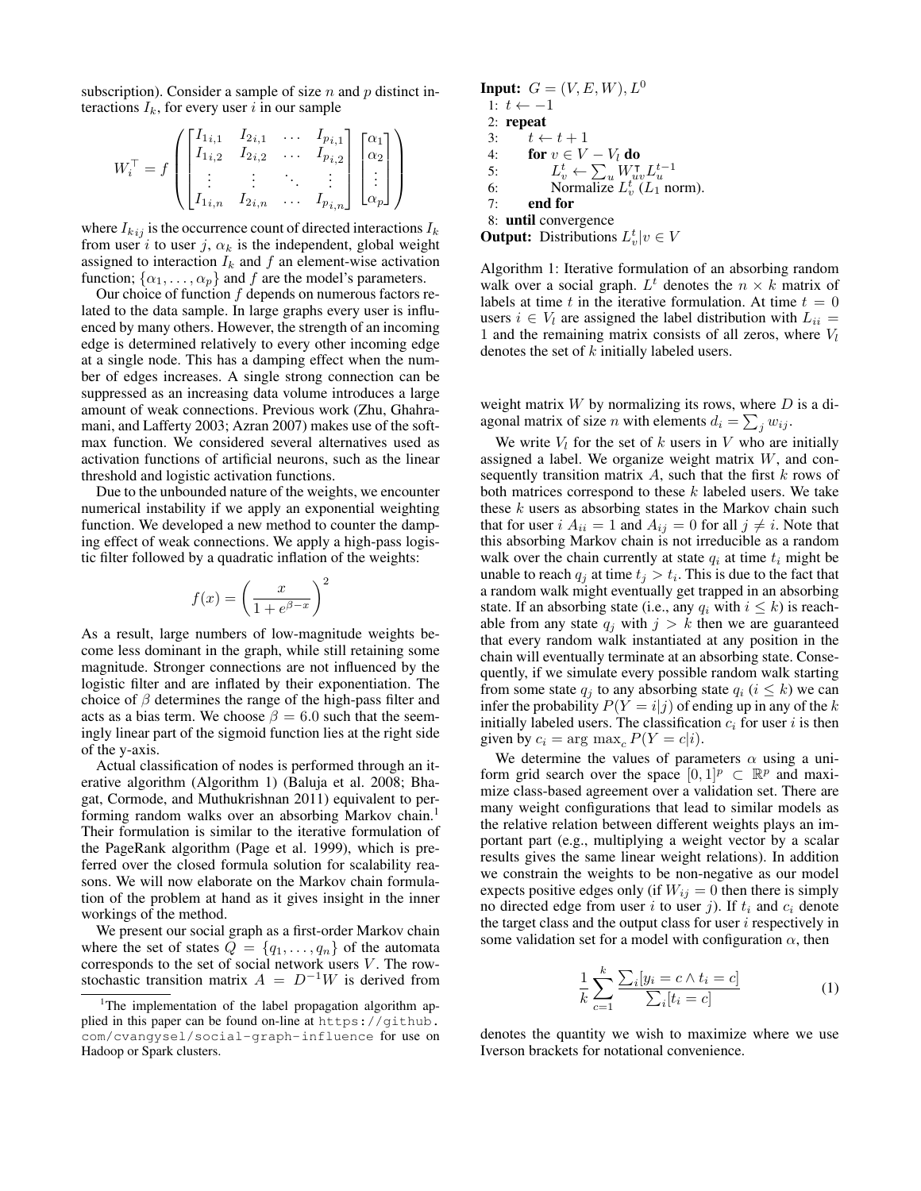subscription). Consider a sample of size $n$ and $p$ distinct interactions $I_k$, for every user $i$ in our sample

$$W_i^\top = f\left(\begin{bmatrix} I_{1i,1} & I_{2i,1} & \dots & I_{p_{i,1}} \\ I_{1i,2} & I_{2i,2} & \dots & I_{p_{i,2}} \\ \vdots & \vdots & \ddots & \vdots \\ I_{1i,n} & I_{2i,n} & \dots & I_{p_{i,n}} \end{bmatrix} \begin{bmatrix} \alpha_1 \\ \alpha_2 \\ \vdots \\ \alpha_p \end{bmatrix}\right)$$

where $I_{kij}$ is the occurrence count of directed interactions $I_k$ from user $i$ to user $j$, $\alpha_k$ is the independent, global weight assigned to interaction $I_k$ and $f$ an element-wise activation function; $\{\alpha_1, \dots, \alpha_p\}$ and $f$ are the model's parameters.

Our choice of function $f$ depends on numerous factors related to the data sample. In large graphs every user is influenced by many others. However, the strength of an incoming edge is determined relatively to every other incoming edge at a single node. This has a damping effect when the number of edges increases. A single strong connection can be suppressed as an increasing data volume introduces a large amount of weak connections. Previous work (Zhu, Ghahramani, and Lafferty 2003; Azran 2007) makes use of the softmax function. We considered several alternatives used as activation functions of artificial neurons, such as the linear threshold and logistic activation functions.

Due to the unbounded nature of the weights, we encounter numerical instability if we apply an exponential weighting function. We developed a new method to counter the damping effect of weak connections. We apply a high-pass logistic filter followed by a quadratic inflation of the weights:

$$f(x) = \left(\frac{x}{1 + e^{\beta - x}}\right)^2$$

As a result, large numbers of low-magnitude weights become less dominant in the graph, while still retaining some magnitude. Stronger connections are not influenced by the logistic filter and are inflated by their exponentiation. The choice of $\beta$ determines the range of the high-pass filter and acts as a bias term. We choose $\beta = 6.0$ such that the seemingly linear part of the sigmoid function lies at the right side of the y-axis.

Actual classification of nodes is performed through an iterative algorithm (Algorithm 1) (Baluja et al. 2008; Bhagat, Cormode, and Muthukrishnan 2011) equivalent to performing random walks over an absorbing Markov chain.[1] Their formulation is similar to the iterative formulation of the PageRank algorithm (Page et al. 1999), which is preferred over the closed formula solution for scalability reasons. We will now elaborate on the Markov chain formulation of the problem at hand as it gives insight in the inner workings of the method.

We present our social graph as a first-order Markov chain where the set of states $Q = \{q_1, \dots, q_n\}$ of the automata corresponds to the set of social network users $V$. The row-stochastic transition matrix $A = D^{-1}W$ is derived from

[1]The implementation of the label propagation algorithm applied in this paper can be found on-line at https://github.com/cvangysel/social-graph-influence for use on Hadoop or Spark clusters.

**Input:** $G = (V, E, W)$, $L^0$
1: $t \leftarrow -1$
2: **repeat**
3: $\quad t \leftarrow t + 1$
4: $\quad$ **for** $v \in V - V_l$ **do**
5: $\quad\quad L_v^t \leftarrow \sum_u W_{uv}^\intercal L_u^{t-1}$
6: $\quad\quad$ Normalize $L_v^t$ ($L_1$ norm).
7: $\quad$ **end for**
8: **until** convergence
**Output:** Distributions $L_v^t | v \in V$

Algorithm 1: Iterative formulation of an absorbing random walk over a social graph. $L^t$ denotes the $n \times k$ matrix of labels at time $t$ in the iterative formulation. At time $t = 0$ users $i \in V_l$ are assigned the label distribution with $L_{ii} = 1$ and the remaining matrix consists of all zeros, where $V_l$ denotes the set of $k$ initially labeled users.

weight matrix $W$ by normalizing its rows, where $D$ is a diagonal matrix of size $n$ with elements $d_i = \sum_j w_{ij}$.

We write $V_l$ for the set of $k$ users in $V$ who are initially assigned a label. We organize weight matrix $W$, and consequently transition matrix $A$, such that the first $k$ rows of both matrices correspond to these $k$ labeled users. We take these $k$ users as absorbing states in the Markov chain such that for user $i$ $A_{ii} = 1$ and $A_{ij} = 0$ for all $j \neq i$. Note that this absorbing Markov chain is not irreducible as a random walk over the chain currently at state $q_i$ at time $t_i$ might be unable to reach $q_j$ at time $t_j > t_i$. This is due to the fact that a random walk might eventually get trapped in an absorbing state. If an absorbing state (i.e., any $q_i$ with $i \leq k$) is reachable from any state $q_j$ with $j > k$ then we are guaranteed that every random walk instantiated at any position in the chain will eventually terminate at an absorbing state. Consequently, if we simulate every possible random walk starting from some state $q_j$ to any absorbing state $q_i$ ($i \leq k$) we can infer the probability $P(Y = i|j)$ of ending up in any of the $k$ initially labeled users. The classification $c_i$ for user $i$ is then given by $c_i = \arg\max_c P(Y = c|i)$.

We determine the values of parameters $\alpha$ using a uniform grid search over the space $[0, 1]^p \subset \mathbb{R}^p$ and maximize class-based agreement over a validation set. There are many weight configurations that lead to similar models as the relative relation between different weights plays an important part (e.g., multiplying a weight vector by a scalar results gives the same linear weight relations). In addition we constrain the weights to be non-negative as our model expects positive edges only (if $W_{ij} = 0$ then there is simply no directed edge from user $i$ to user $j$). If $t_i$ and $c_i$ denote the target class and the output class for user $i$ respectively in some validation set for a model with configuration $\alpha$, then

$$\frac{1}{k} \sum_{c=1}^{k} \frac{\sum_i [y_i = c \wedge t_i = c]}{\sum_i [t_i = c]} \tag{1}$$

denotes the quantity we wish to maximize where we use Iverson brackets for notational convenience.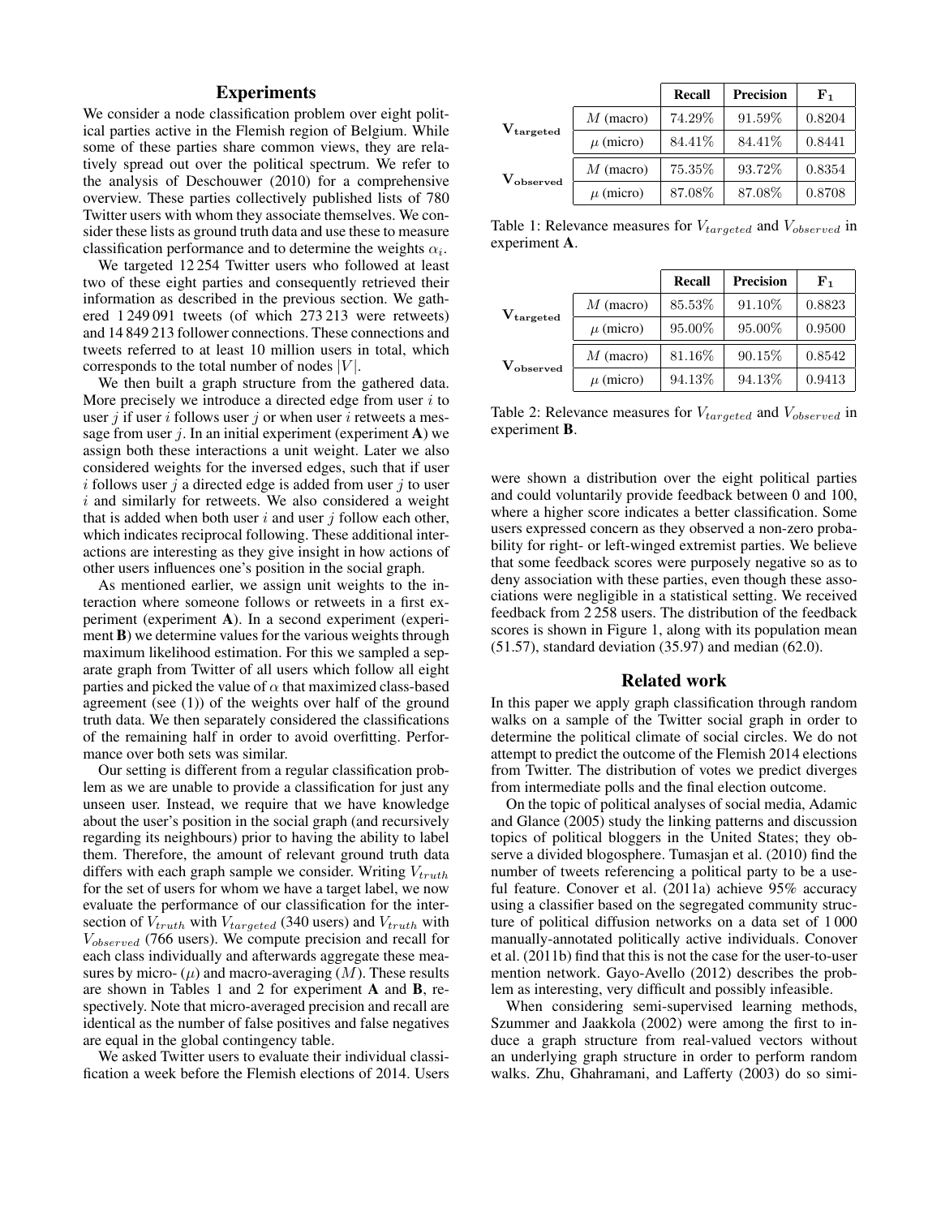## Experiments

We consider a node classification problem over eight political parties active in the Flemish region of Belgium. While some of these parties share common views, they are relatively spread out over the political spectrum. We refer to the analysis of Deschouwer (2010) for a comprehensive overview. These parties collectively published lists of 780 Twitter users with whom they associate themselves. We consider these lists as ground truth data and use these to measure classification performance and to determine the weights $\alpha_i$.

We targeted 12 254 Twitter users who followed at least two of these eight parties and consequently retrieved their information as described in the previous section. We gathered 1 249 091 tweets (of which 273 213 were retweets) and 14 849 213 follower connections. These connections and tweets referred to at least 10 million users in total, which corresponds to the total number of nodes $|V|$.

We then built a graph structure from the gathered data. More precisely we introduce a directed edge from user $i$ to user $j$ if user $i$ follows user $j$ or when user $i$ retweets a message from user $j$. In an initial experiment (experiment **A**) we assign both these interactions a unit weight. Later we also considered weights for the inversed edges, such that if user $i$ follows user $j$ a directed edge is added from user $j$ to user $i$ and similarly for retweets. We also considered a weight that is added when both user $i$ and user $j$ follow each other, which indicates reciprocal following. These additional interactions are interesting as they give insight in how actions of other users influences one's position in the social graph.

As mentioned earlier, we assign unit weights to the interaction where someone follows or retweets in a first experiment (experiment **A**). In a second experiment (experiment **B**) we determine values for the various weights through maximum likelihood estimation. For this we sampled a separate graph from Twitter of all users which follow all eight parties and picked the value of $\alpha$ that maximized class-based agreement (see (1)) of the weights over half of the ground truth data. We then separately considered the classifications of the remaining half in order to avoid overfitting. Performance over both sets was similar.

Our setting is different from a regular classification problem as we are unable to provide a classification for just any unseen user. Instead, we require that we have knowledge about the user's position in the social graph (and recursively regarding its neighbours) prior to having the ability to label them. Therefore, the amount of relevant ground truth data differs with each graph sample we consider. Writing $V_{truth}$ for the set of users for whom we have a target label, we now evaluate the performance of our classification for the intersection of $V_{truth}$ with $V_{targeted}$ (340 users) and $V_{truth}$ with $V_{observed}$ (766 users). We compute precision and recall for each class individually and afterwards aggregate these measures by micro- ($\mu$) and macro-averaging ($M$). These results are shown in Tables 1 and 2 for experiment **A** and **B**, respectively. Note that micro-averaged precision and recall are identical as the number of false positives and false negatives are equal in the global contingency table.

We asked Twitter users to evaluate their individual classification a week before the Flemish elections of 2014. Users were shown a distribution over the eight political parties and could voluntarily provide feedback between 0 and 100, where a higher score indicates a better classification. Some users expressed concern as they observed a non-zero probability for right- or left-winged extremist parties. We believe that some feedback scores were purposely negative so as to deny association with these parties, even though these associations were negligible in a statistical setting. We received feedback from 2 258 users. The distribution of the feedback scores is shown in Figure 1, along with its population mean (51.57), standard deviation (35.97) and median (62.0).

| | | **Recall** | **Precision** | $\mathbf{F_1}$ |
|---|---|---|---|---|
| $\mathbf{V_{targeted}}$ | $M$ (macro) | 74.29% | 91.59% | 0.8204 |
| | $\mu$ (micro) | 84.41% | 84.41% | 0.8441 |
| $\mathbf{V_{observed}}$ | $M$ (macro) | 75.35% | 93.72% | 0.8354 |
| | $\mu$ (micro) | 87.08% | 87.08% | 0.8708 |

Table 1: Relevance measures for $V_{targeted}$ and $V_{observed}$ in experiment **A**.

| | | **Recall** | **Precision** | $\mathbf{F_1}$ |
|---|---|---|---|---|
| $\mathbf{V_{targeted}}$ | $M$ (macro) | 85.53% | 91.10% | 0.8823 |
| | $\mu$ (micro) | 95.00% | 95.00% | 0.9500 |
| $\mathbf{V_{observed}}$ | $M$ (macro) | 81.16% | 90.15% | 0.8542 |
| | $\mu$ (micro) | 94.13% | 94.13% | 0.9413 |

Table 2: Relevance measures for $V_{targeted}$ and $V_{observed}$ in experiment **B**.

## Related work

In this paper we apply graph classification through random walks on a sample of the Twitter social graph in order to determine the political climate of social circles. We do not attempt to predict the outcome of the Flemish 2014 elections from Twitter. The distribution of votes we predict diverges from intermediate polls and the final election outcome.

On the topic of political analyses of social media, Adamic and Glance (2005) study the linking patterns and discussion topics of political bloggers in the United States; they observe a divided blogosphere. Tumasjan et al. (2010) find the number of tweets referencing a political party to be a useful feature. Conover et al. (2011a) achieve 95% accuracy using a classifier based on the segregated community structure of political diffusion networks on a data set of 1 000 manually-annotated politically active individuals. Conover et al. (2011b) find that this is not the case for the user-to-user mention network. Gayo-Avello (2012) describes the problem as interesting, very difficult and possibly infeasible.

When considering semi-supervised learning methods, Szummer and Jaakkola (2002) were among the first to induce a graph structure from real-valued vectors without an underlying graph structure in order to perform random walks. Zhu, Ghahramani, and Lafferty (2003) do so simi-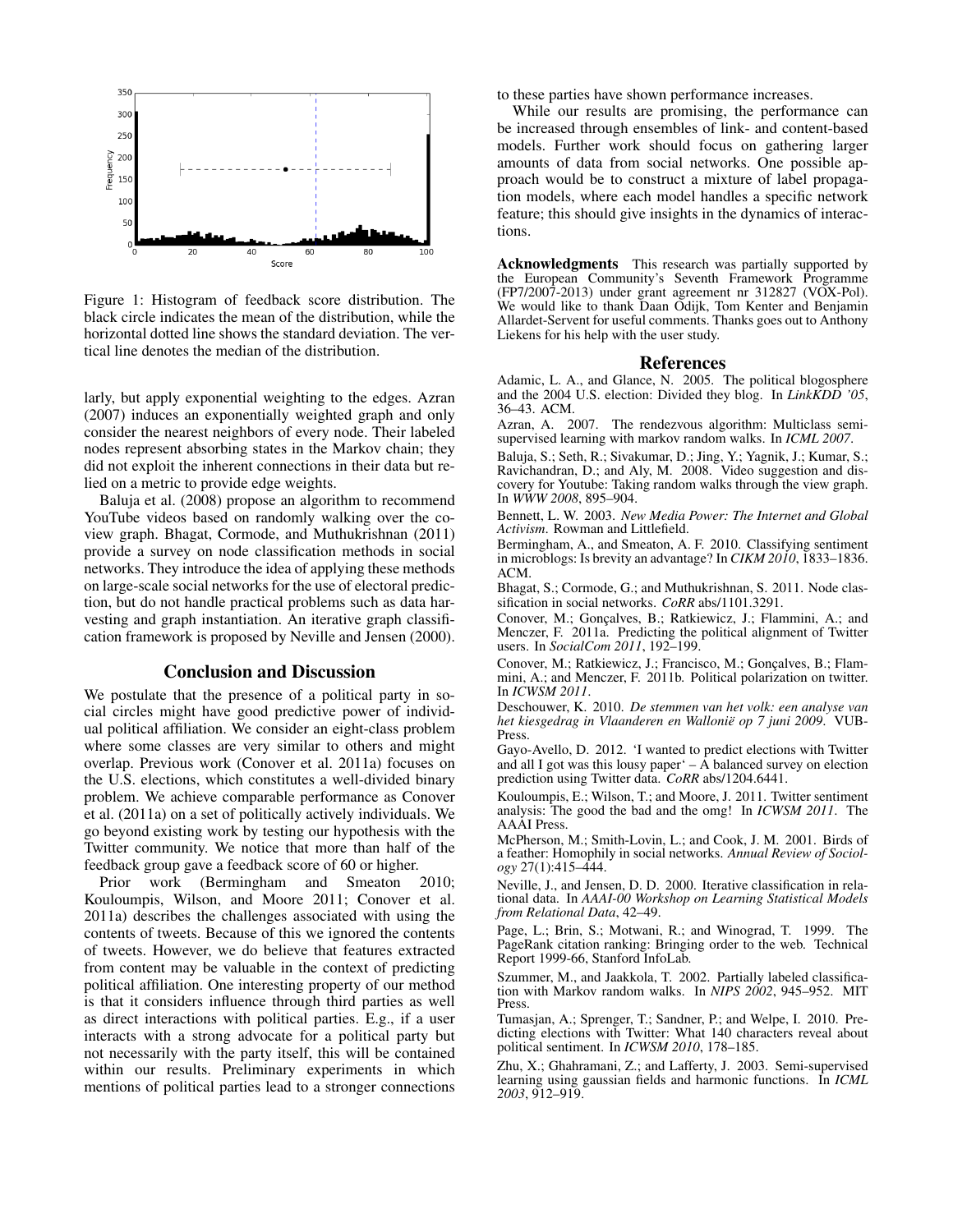350
300
250
200
150
100
50
0
0
20
40
60
80
100
Frequency
Score

Figure 1: Histogram of feedback score distribution. The black circle indicates the mean of the distribution, while the horizontal dotted line shows the standard deviation. The vertical line denotes the median of the distribution.

larly, but apply exponential weighting to the edges. Azran (2007) induces an exponentially weighted graph and only consider the nearest neighbors of every node. Their labeled nodes represent absorbing states in the Markov chain; they did not exploit the inherent connections in their data but relied on a metric to provide edge weights.

Baluja et al. (2008) propose an algorithm to recommend YouTube videos based on randomly walking over the coview graph. Bhagat, Cormode, and Muthukrishnan (2011) provide a survey on node classification methods in social networks. They introduce the idea of applying these methods on large-scale social networks for the use of electoral prediction, but do not handle practical problems such as data harvesting and graph instantiation. An iterative graph classification framework is proposed by Neville and Jensen (2000).

## Conclusion and Discussion

We postulate that the presence of a political party in social circles might have good predictive power of individual political affiliation. We consider an eight-class problem where some classes are very similar to others and might overlap. Previous work (Conover et al. 2011a) focuses on the U.S. elections, which constitutes a well-divided binary problem. We achieve comparable performance as Conover et al. (2011a) on a set of politically actively individuals. We go beyond existing work by testing our hypothesis with the Twitter community. We notice that more than half of the feedback group gave a feedback score of 60 or higher.

Prior work (Bermingham and Smeaton 2010; Kouloumpis, Wilson, and Moore 2011; Conover et al. 2011a) describes the challenges associated with using the contents of tweets. Because of this we ignored the contents of tweets. However, we do believe that features extracted from content may be valuable in the context of predicting political affiliation. One interesting property of our method is that it considers influence through third parties as well as direct interactions with political parties. E.g., if a user interacts with a strong advocate for a political party but not necessarily with the party itself, this will be contained within our results. Preliminary experiments in which mentions of political parties lead to a stronger connections to these parties have shown performance increases.

While our results are promising, the performance can be increased through ensembles of link- and content-based models. Further work should focus on gathering larger amounts of data from social networks. One possible approach would be to construct a mixture of label propagation models, where each model handles a specific network feature; this should give insights in the dynamics of interactions.

**Acknowledgments** This research was partially supported by the European Community's Seventh Framework Programme (FP7/2007-2013) under grant agreement nr 312827 (VOX-Pol). We would like to thank Daan Odijk, Tom Kenter and Benjamin Allardet-Servent for useful comments. Thanks goes out to Anthony Liekens for his help with the user study.

## References

Adamic, L. A., and Glance, N. 2005. The political blogosphere and the 2004 U.S. election: Divided they blog. In *LinkKDD '05*, 36–43. ACM.

Azran, A. 2007. The rendezvous algorithm: Multiclass semi-supervised learning with markov random walks. In *ICML 2007*.

Baluja, S.; Seth, R.; Sivakumar, D.; Jing, Y.; Yagnik, J.; Kumar, S.; Ravichandran, D.; and Aly, M. 2008. Video suggestion and discovery for Youtube: Taking random walks through the view graph. In *WWW 2008*, 895–904.

Bennett, L. W. 2003. *New Media Power: The Internet and Global Activism*. Rowman and Littlefield.

Bermingham, A., and Smeaton, A. F. 2010. Classifying sentiment in microblogs: Is brevity an advantage? In *CIKM 2010*, 1833–1836. ACM.

Bhagat, S.; Cormode, G.; and Muthukrishnan, S. 2011. Node classification in social networks. *CoRR* abs/1101.3291.

Conover, M.; Gonçalves, B.; Ratkiewicz, J.; Flammini, A.; and Menczer, F. 2011a. Predicting the political alignment of Twitter users. In *SocialCom 2011*, 192–199.

Conover, M.; Ratkiewicz, J.; Francisco, M.; Gonçalves, B.; Flammini, A.; and Menczer, F. 2011b. Political polarization on twitter. In *ICWSM 2011*.

Deschouwer, K. 2010. *De stemmen van het volk: een analyse van het kiesgedrag in Vlaanderen en Wallonië op 7 juni 2009*. VUB-Press.

Gayo-Avello, D. 2012. 'I wanted to predict elections with Twitter and all I got was this lousy paper' – A balanced survey on election prediction using Twitter data. *CoRR* abs/1204.6441.

Kouloumpis, E.; Wilson, T.; and Moore, J. 2011. Twitter sentiment analysis: The good the bad and the omg! In *ICWSM 2011*. The AAAI Press.

McPherson, M.; Smith-Lovin, L.; and Cook, J. M. 2001. Birds of a feather: Homophily in social networks. *Annual Review of Sociology* 27(1):415–444.

Neville, J., and Jensen, D. D. 2000. Iterative classification in relational data. In *AAAI-00 Workshop on Learning Statistical Models from Relational Data*, 42–49.

Page, L.; Brin, S.; Motwani, R.; and Winograd, T. 1999. The PageRank citation ranking: Bringing order to the web. Technical Report 1999-66, Stanford InfoLab.

Szummer, M., and Jaakkola, T. 2002. Partially labeled classification with Markov random walks. In *NIPS 2002*, 945–952. MIT Press.

Tumasjan, A.; Sprenger, T.; Sandner, P.; and Welpe, I. 2010. Predicting elections with Twitter: What 140 characters reveal about political sentiment. In *ICWSM 2010*, 178–185.

Zhu, X.; Ghahramani, Z.; and Lafferty, J. 2003. Semi-supervised learning using gaussian fields and harmonic functions. In *ICML 2003*, 912–919.